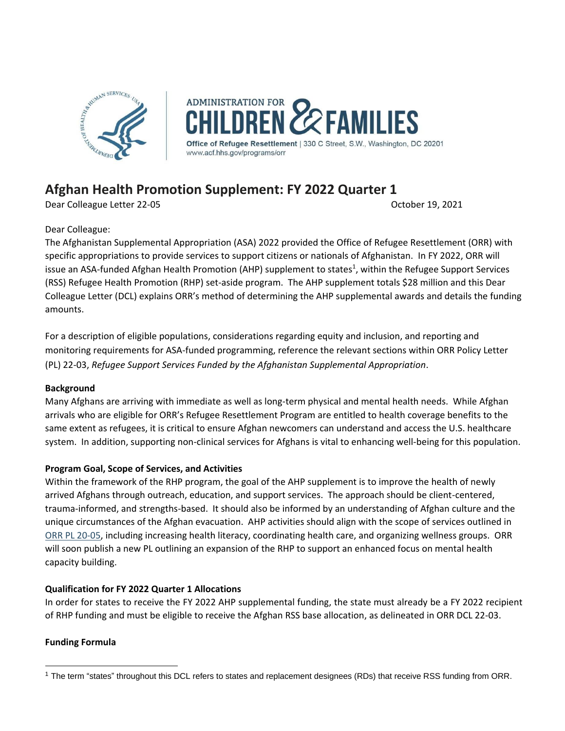ADMINISTRATION FOR CHILDREN & FAMILIES

Office of Refugee Resettlement | 330 C Street, S.W., Washington, DC 20201
www.acf.hhs.gov/programs/orr

# Afghan Health Promotion Supplement: FY 2022 Quarter 1

Dear Colleague Letter 22-05 October 19, 2021

Dear Colleague:

The Afghanistan Supplemental Appropriation (ASA) 2022 provided the Office of Refugee Resettlement (ORR) with specific appropriations to provide services to support citizens or nationals of Afghanistan. In FY 2022, ORR will issue an ASA-funded Afghan Health Promotion (AHP) supplement to states[1], within the Refugee Support Services (RSS) Refugee Health Promotion (RHP) set-aside program. The AHP supplement totals $28 million and this Dear Colleague Letter (DCL) explains ORR's method of determining the AHP supplemental awards and details the funding amounts.

For a description of eligible populations, considerations regarding equity and inclusion, and reporting and monitoring requirements for ASA-funded programming, reference the relevant sections within ORR Policy Letter (PL) 22-03, *Refugee Support Services Funded by the Afghanistan Supplemental Appropriation*.

**Background**

Many Afghans are arriving with immediate as well as long-term physical and mental health needs. While Afghan arrivals who are eligible for ORR's Refugee Resettlement Program are entitled to health coverage benefits to the same extent as refugees, it is critical to ensure Afghan newcomers can understand and access the U.S. healthcare system. In addition, supporting non-clinical services for Afghans is vital to enhancing well-being for this population.

**Program Goal, Scope of Services, and Activities**

Within the framework of the RHP program, the goal of the AHP supplement is to improve the health of newly arrived Afghans through outreach, education, and support services. The approach should be client-centered, trauma-informed, and strengths-based. It should also be informed by an understanding of Afghan culture and the unique circumstances of the Afghan evacuation. AHP activities should align with the scope of services outlined in ORR PL 20-05, including increasing health literacy, coordinating health care, and organizing wellness groups. ORR will soon publish a new PL outlining an expansion of the RHP to support an enhanced focus on mental health capacity building.

**Qualification for FY 2022 Quarter 1 Allocations**

In order for states to receive the FY 2022 AHP supplemental funding, the state must already be a FY 2022 recipient of RHP funding and must be eligible to receive the Afghan RSS base allocation, as delineated in ORR DCL 22-03.

**Funding Formula**

[1] The term "states" throughout this DCL refers to states and replacement designees (RDs) that receive RSS funding from ORR.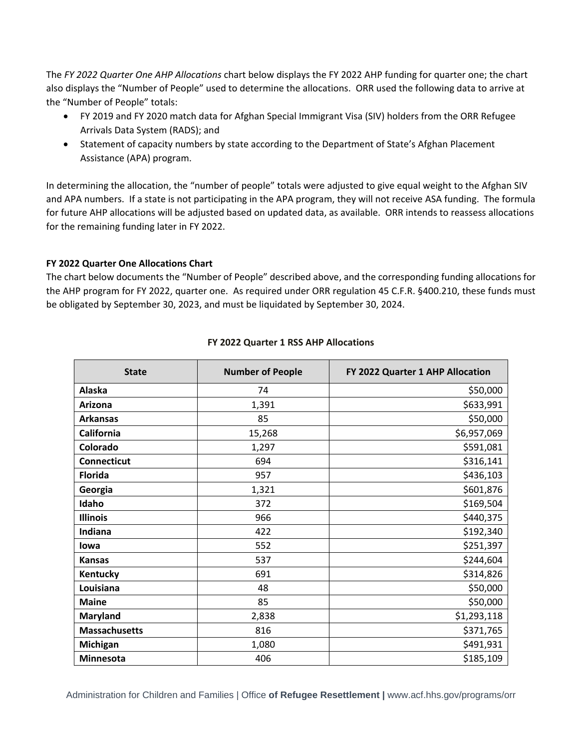The *FY 2022 Quarter One AHP Allocations* chart below displays the FY 2022 AHP funding for quarter one; the chart also displays the "Number of People" used to determine the allocations. ORR used the following data to arrive at the "Number of People" totals:

- FY 2019 and FY 2020 match data for Afghan Special Immigrant Visa (SIV) holders from the ORR Refugee Arrivals Data System (RADS); and
- Statement of capacity numbers by state according to the Department of State's Afghan Placement Assistance (APA) program.

In determining the allocation, the "number of people" totals were adjusted to give equal weight to the Afghan SIV and APA numbers. If a state is not participating in the APA program, they will not receive ASA funding. The formula for future AHP allocations will be adjusted based on updated data, as available. ORR intends to reassess allocations for the remaining funding later in FY 2022.

**FY 2022 Quarter One Allocations Chart**

The chart below documents the "Number of People" described above, and the corresponding funding allocations for the AHP program for FY 2022, quarter one. As required under ORR regulation 45 C.F.R. §400.210, these funds must be obligated by September 30, 2023, and must be liquidated by September 30, 2024.

**FY 2022 Quarter 1 RSS AHP Allocations**

| State | Number of People | FY 2022 Quarter 1 AHP Allocation |
|---|---|---|
| **Alaska** | 74 | $50,000 |
| **Arizona** | 1,391 | $633,991 |
| **Arkansas** | 85 | $50,000 |
| **California** | 15,268 | $6,957,069 |
| **Colorado** | 1,297 | $591,081 |
| **Connecticut** | 694 | $316,141 |
| **Florida** | 957 | $436,103 |
| **Georgia** | 1,321 | $601,876 |
| **Idaho** | 372 | $169,504 |
| **Illinois** | 966 | $440,375 |
| **Indiana** | 422 | $192,340 |
| **Iowa** | 552 | $251,397 |
| **Kansas** | 537 | $244,604 |
| **Kentucky** | 691 | $314,826 |
| **Louisiana** | 48 | $50,000 |
| **Maine** | 85 | $50,000 |
| **Maryland** | 2,838 | $1,293,118 |
| **Massachusetts** | 816 | $371,765 |
| **Michigan** | 1,080 | $491,931 |
| **Minnesota** | 406 | $185,109 |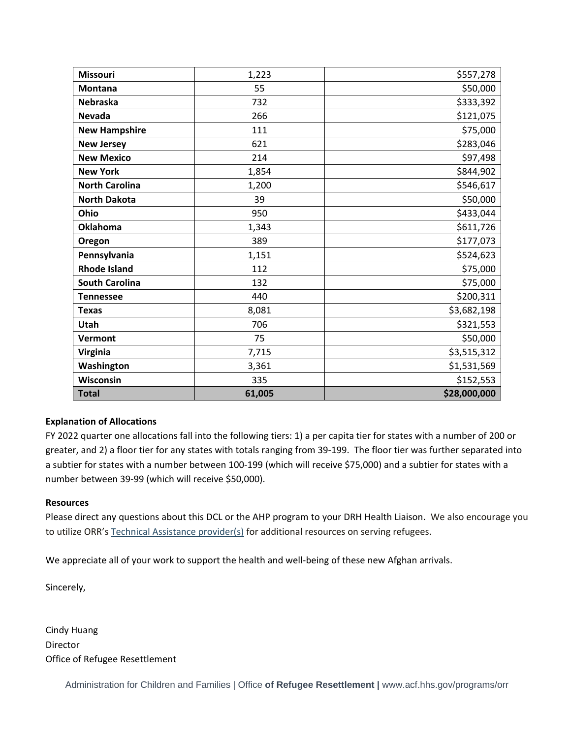| | | |
|---|---|---|
| **Missouri** | 1,223 | $557,278 |
| **Montana** | 55 | $50,000 |
| **Nebraska** | 732 | $333,392 |
| **Nevada** | 266 | $121,075 |
| **New Hampshire** | 111 | $75,000 |
| **New Jersey** | 621 | $283,046 |
| **New Mexico** | 214 | $97,498 |
| **New York** | 1,854 | $844,902 |
| **North Carolina** | 1,200 | $546,617 |
| **North Dakota** | 39 | $50,000 |
| **Ohio** | 950 | $433,044 |
| **Oklahoma** | 1,343 | $611,726 |
| **Oregon** | 389 | $177,073 |
| **Pennsylvania** | 1,151 | $524,623 |
| **Rhode Island** | 112 | $75,000 |
| **South Carolina** | 132 | $75,000 |
| **Tennessee** | 440 | $200,311 |
| **Texas** | 8,081 | $3,682,198 |
| **Utah** | 706 | $321,553 |
| **Vermont** | 75 | $50,000 |
| **Virginia** | 7,715 | $3,515,312 |
| **Washington** | 3,361 | $1,531,569 |
| **Wisconsin** | 335 | $152,553 |
| **Total** | **61,005** | **$28,000,000** |

**Explanation of Allocations**

FY 2022 quarter one allocations fall into the following tiers: 1) a per capita tier for states with a number of 200 or greater, and 2) a floor tier for any states with totals ranging from 39-199. The floor tier was further separated into a subtier for states with a number between 100-199 (which will receive $75,000) and a subtier for states with a number between 39-99 (which will receive $50,000).

**Resources**

Please direct any questions about this DCL or the AHP program to your DRH Health Liaison. We also encourage you to utilize ORR's Technical Assistance provider(s) for additional resources on serving refugees.

We appreciate all of your work to support the health and well-being of these new Afghan arrivals.

Sincerely,

Cindy Huang
Director
Office of Refugee Resettlement